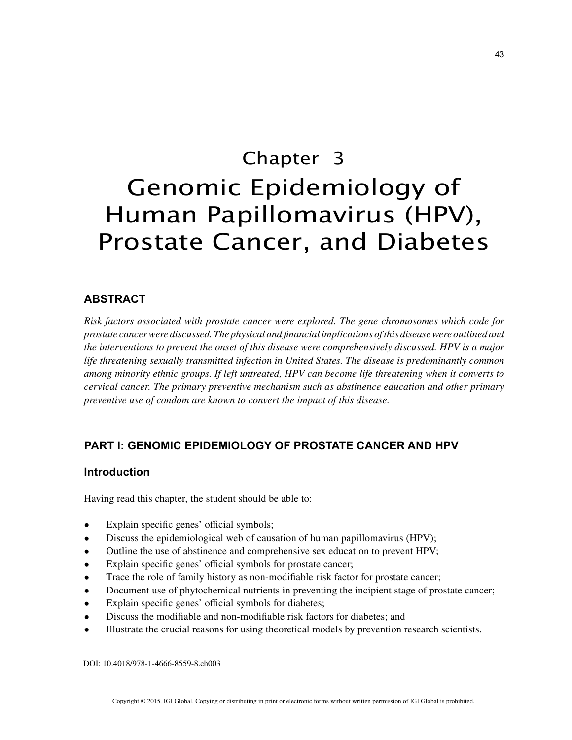# Chapter 3

# Genomic Epidemiology of Human Papillomavirus (HPV), Prostate Cancer, and Diabetes

## ABSTRACT

*Risk factors associated with prostate cancer were explored. The gene chromosomes which code for prostate cancer were discussed. The physical and financial implications of this disease were outlined and the interventions to prevent the onset of this disease were comprehensively discussed. HPV is a major life threatening sexually transmitted infection in United States. The disease is predominantly common among minority ethnic groups. If left untreated, HPV can become life threatening when it converts to cervical cancer. The primary preventive mechanism such as abstinence education and other primary preventive use of condom are known to convert the impact of this disease.*

## PART I: GENOMIC EPIDEMIOLOGY OF PROSTATE CANCER AND HPV

### Introduction

Having read this chapter, the student should be able to:

- Explain specific genes' official symbols;
- Discuss the epidemiological web of causation of human papillomavirus (HPV);
- Outline the use of abstinence and comprehensive sex education to prevent HPV;
- Explain specific genes' official symbols for prostate cancer;
- Trace the role of family history as non-modifiable risk factor for prostate cancer;
- Document use of phytochemical nutrients in preventing the incipient stage of prostate cancer;
- Explain specific genes' official symbols for diabetes;
- Discuss the modifiable and non-modifiable risk factors for diabetes; and
- Illustrate the crucial reasons for using theoretical models by prevention research scientists.

DOI: 10.4018/978-1-4666-8559-8.ch003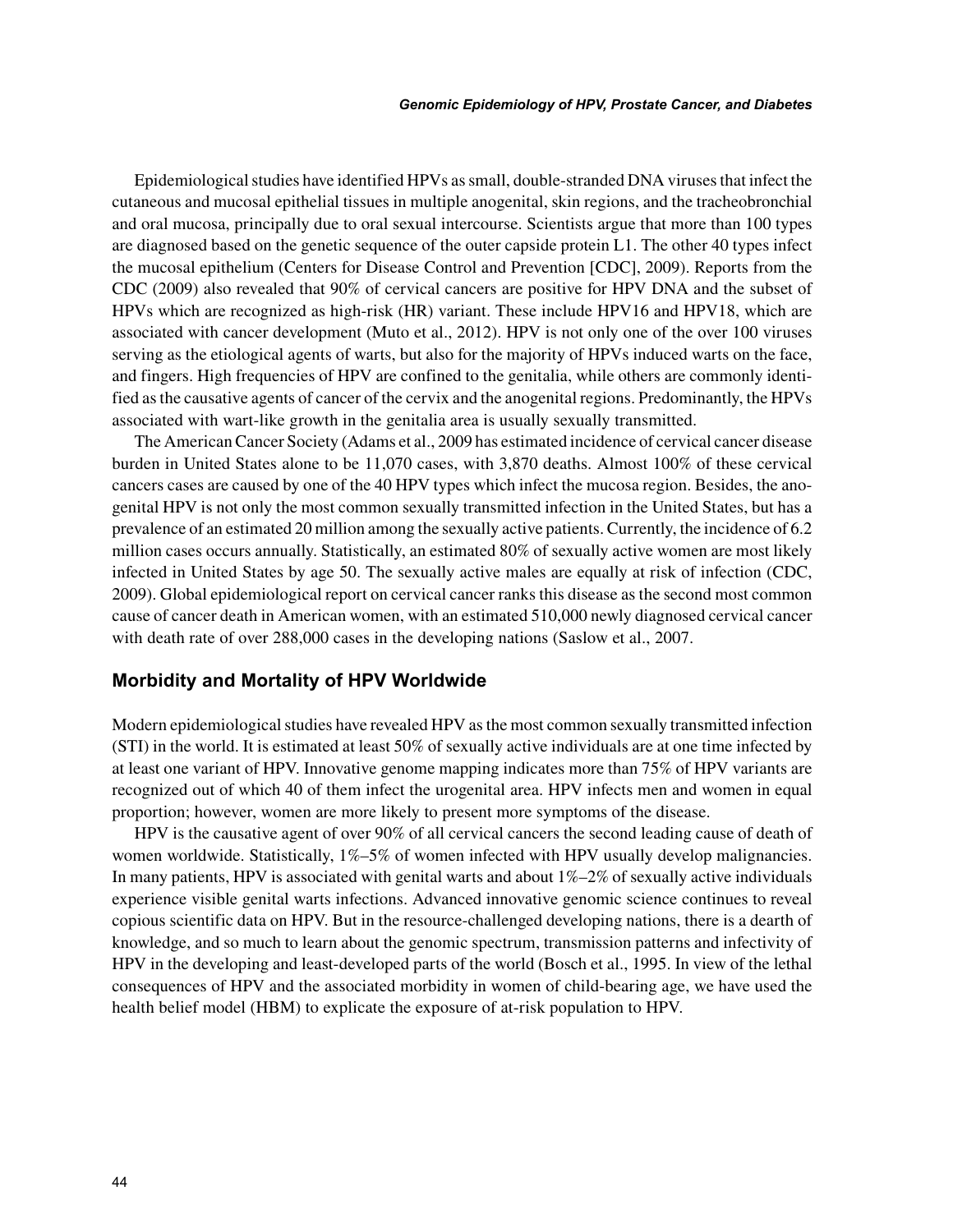Epidemiological studies have identified HPVs as small, double-stranded DNA viruses that infect the cutaneous and mucosal epithelial tissues in multiple anogenital, skin regions, and the tracheobronchial and oral mucosa, principally due to oral sexual intercourse. Scientists argue that more than 100 types are diagnosed based on the genetic sequence of the outer capside protein L1. The other 40 types infect the mucosal epithelium (Centers for Disease Control and Prevention [CDC], 2009). Reports from the CDC (2009) also revealed that 90% of cervical cancers are positive for HPV DNA and the subset of HPVs which are recognized as high-risk (HR) variant. These include HPV16 and HPV18, which are associated with cancer development (Muto et al., 2012). HPV is not only one of the over 100 viruses serving as the etiological agents of warts, but also for the majority of HPVs induced warts on the face, and fingers. High frequencies of HPV are confined to the genitalia, while others are commonly identified as the causative agents of cancer of the cervix and the anogenital regions. Predominantly, the HPVs associated with wart-like growth in the genitalia area is usually sexually transmitted.

The American Cancer Society (Adams et al., 2009 has estimated incidence of cervical cancer disease burden in United States alone to be 11,070 cases, with 3,870 deaths. Almost 100% of these cervical cancers cases are caused by one of the 40 HPV types which infect the mucosa region. Besides, the anogenital HPV is not only the most common sexually transmitted infection in the United States, but has a prevalence of an estimated 20 million among the sexually active patients. Currently, the incidence of 6.2 million cases occurs annually. Statistically, an estimated 80% of sexually active women are most likely infected in United States by age 50. The sexually active males are equally at risk of infection (CDC, 2009). Global epidemiological report on cervical cancer ranks this disease as the second most common cause of cancer death in American women, with an estimated 510,000 newly diagnosed cervical cancer with death rate of over 288,000 cases in the developing nations (Saslow et al., 2007.

## Morbidity and Mortality of HPV Worldwide

Modern epidemiological studies have revealed HPV as the most common sexually transmitted infection (STI) in the world. It is estimated at least 50% of sexually active individuals are at one time infected by at least one variant of HPV. Innovative genome mapping indicates more than 75% of HPV variants are recognized out of which 40 of them infect the urogenital area. HPV infects men and women in equal proportion; however, women are more likely to present more symptoms of the disease.

HPV is the causative agent of over 90% of all cervical cancers the second leading cause of death of women worldwide. Statistically, 1%–5% of women infected with HPV usually develop malignancies. In many patients, HPV is associated with genital warts and about 1%–2% of sexually active individuals experience visible genital warts infections. Advanced innovative genomic science continues to reveal copious scientific data on HPV. But in the resource-challenged developing nations, there is a dearth of knowledge, and so much to learn about the genomic spectrum, transmission patterns and infectivity of HPV in the developing and least-developed parts of the world (Bosch et al., 1995. In view of the lethal consequences of HPV and the associated morbidity in women of child-bearing age, we have used the health belief model (HBM) to explicate the exposure of at-risk population to HPV.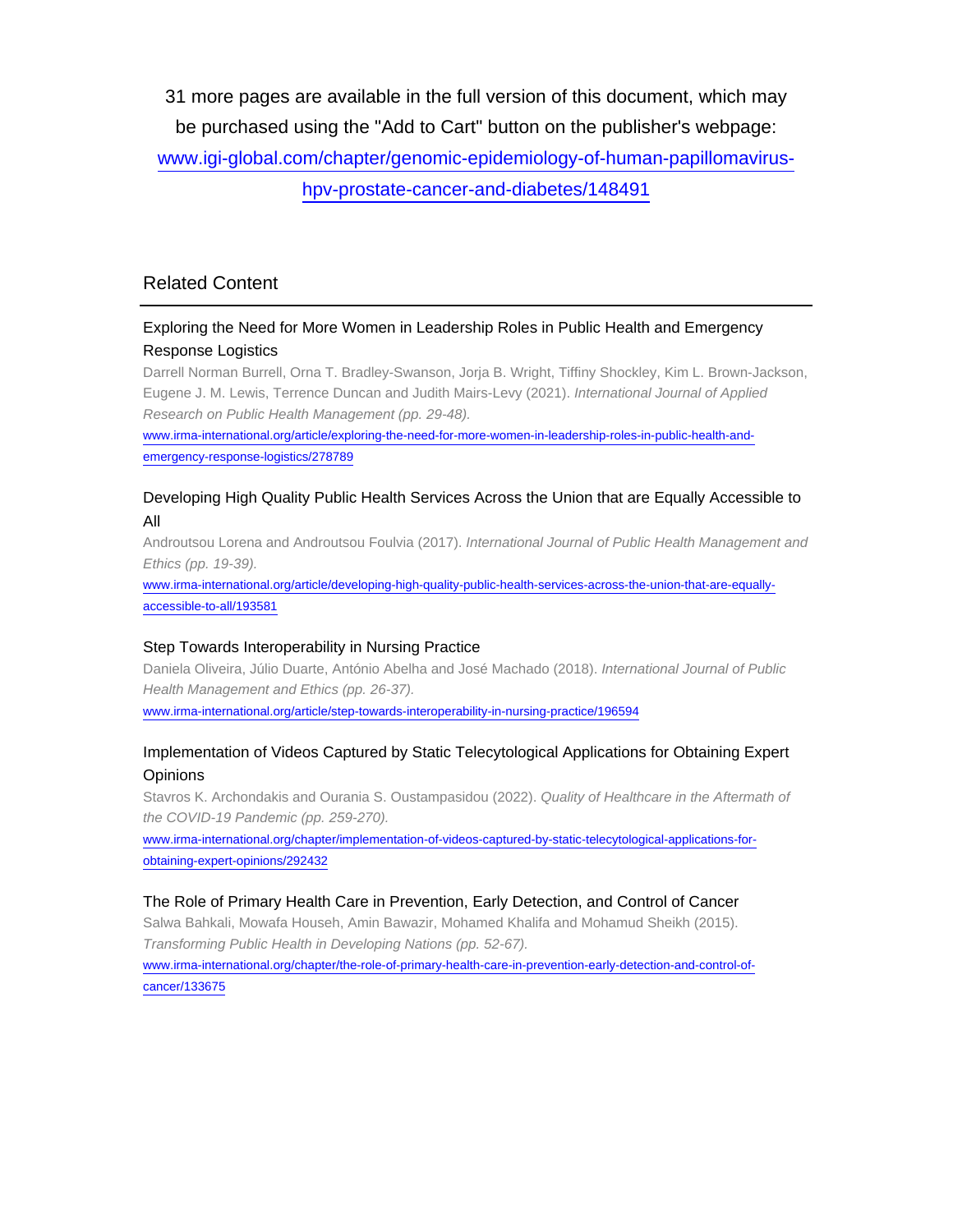31 more pages are available in the full version of this document, which may be purchased using the "Add to Cart" button on the publisher's webpage: [www.igi-global.com/chapter/genomic-epidemiology-of-human-papillomavirus-hpv-prostate-cancer-and-diabetes/148491](www.igi-global.com/chapter/genomic-epidemiology-of-human-papillomavirus-hpv-prostate-cancer-and-diabetes/148491)

## Related Content

**Exploring the Need for More Women in Leadership Roles in Public Health and Emergency Response Logistics**
Darrell Norman Burrell, Orna T. Bradley-Swanson, Jorja B. Wright, Tiffiny Shockley, Kim L. Brown-Jackson, Eugene J. M. Lewis, Terrence Duncan and Judith Mairs-Levy (2021). *International Journal of Applied Research on Public Health Management (pp. 29-48).*
[www.irma-international.org/article/exploring-the-need-for-more-women-in-leadership-roles-in-public-health-and-emergency-response-logistics/278789](www.irma-international.org/article/exploring-the-need-for-more-women-in-leadership-roles-in-public-health-and-emergency-response-logistics/278789)

**Developing High Quality Public Health Services Across the Union that are Equally Accessible to All**
Androutsou Lorena and Androutsou Foulvia (2017). *International Journal of Public Health Management and Ethics (pp. 19-39).*
[www.irma-international.org/article/developing-high-quality-public-health-services-across-the-union-that-are-equally-accessible-to-all/193581](www.irma-international.org/article/developing-high-quality-public-health-services-across-the-union-that-are-equally-accessible-to-all/193581)

**Step Towards Interoperability in Nursing Practice**
Daniela Oliveira, Júlio Duarte, António Abelha and José Machado (2018). *International Journal of Public Health Management and Ethics (pp. 26-37).*
[www.irma-international.org/article/step-towards-interoperability-in-nursing-practice/196594](www.irma-international.org/article/step-towards-interoperability-in-nursing-practice/196594)

**Implementation of Videos Captured by Static Telecytological Applications for Obtaining Expert Opinions**
Stavros K. Archondakis and Ourania S. Oustampasidou (2022). *Quality of Healthcare in the Aftermath of the COVID-19 Pandemic (pp. 259-270).*
[www.irma-international.org/chapter/implementation-of-videos-captured-by-static-telecytological-applications-for-obtaining-expert-opinions/292432](www.irma-international.org/chapter/implementation-of-videos-captured-by-static-telecytological-applications-for-obtaining-expert-opinions/292432)

**The Role of Primary Health Care in Prevention, Early Detection, and Control of Cancer**
Salwa Bahkali, Mowafa Househ, Amin Bawazir, Mohamed Khalifa and Mohamud Sheikh (2015). *Transforming Public Health in Developing Nations (pp. 52-67).*
[www.irma-international.org/chapter/the-role-of-primary-health-care-in-prevention-early-detection-and-control-of-cancer/133675](www.irma-international.org/chapter/the-role-of-primary-health-care-in-prevention-early-detection-and-control-of-cancer/133675)